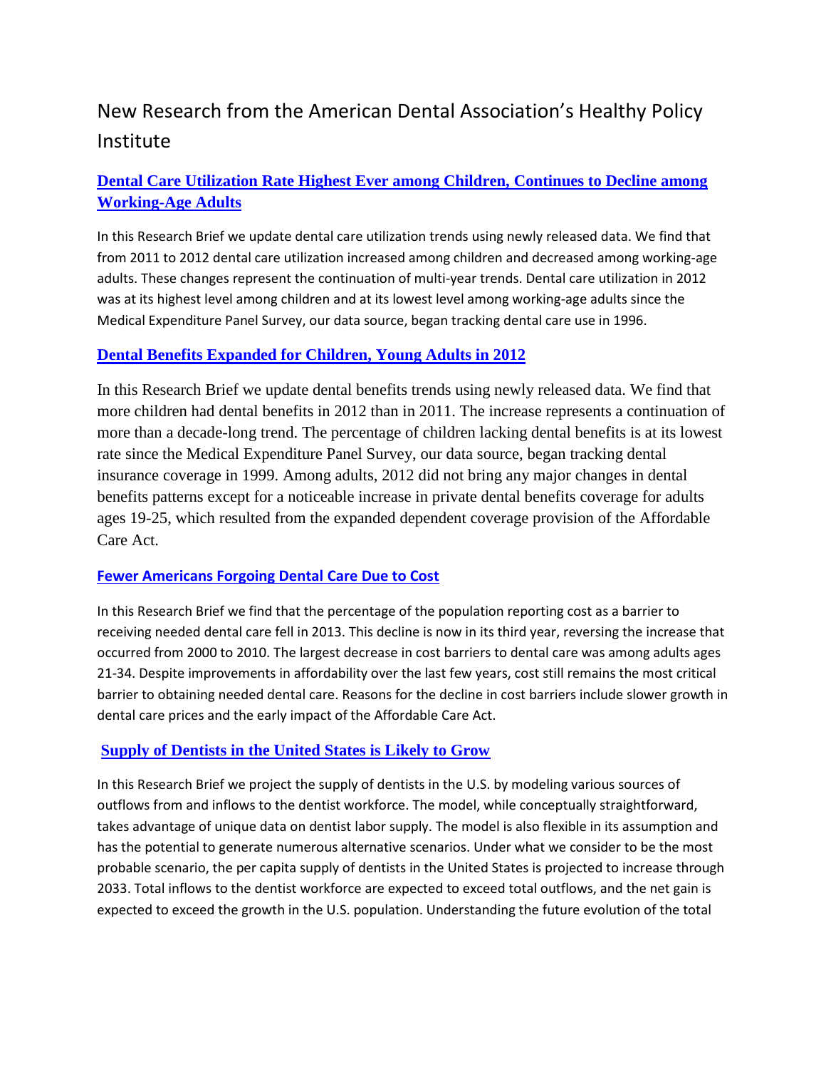# New Research from the American Dental Association's Healthy Policy Institute

## Dental Care Utilization Rate Highest Ever among Children, Continues to Decline among Working-Age Adults

In this Research Brief we update dental care utilization trends using newly released data. We find that from 2011 to 2012 dental care utilization increased among children and decreased among working-age adults. These changes represent the continuation of multi-year trends. Dental care utilization in 2012 was at its highest level among children and at its lowest level among working-age adults since the Medical Expenditure Panel Survey, our data source, began tracking dental care use in 1996.

## Dental Benefits Expanded for Children, Young Adults in 2012

In this Research Brief we update dental benefits trends using newly released data. We find that more children had dental benefits in 2012 than in 2011. The increase represents a continuation of more than a decade-long trend. The percentage of children lacking dental benefits is at its lowest rate since the Medical Expenditure Panel Survey, our data source, began tracking dental insurance coverage in 1999. Among adults, 2012 did not bring any major changes in dental benefits patterns except for a noticeable increase in private dental benefits coverage for adults ages 19-25, which resulted from the expanded dependent coverage provision of the Affordable Care Act.

## Fewer Americans Forgoing Dental Care Due to Cost

In this Research Brief we find that the percentage of the population reporting cost as a barrier to receiving needed dental care fell in 2013. This decline is now in its third year, reversing the increase that occurred from 2000 to 2010. The largest decrease in cost barriers to dental care was among adults ages 21-34. Despite improvements in affordability over the last few years, cost still remains the most critical barrier to obtaining needed dental care. Reasons for the decline in cost barriers include slower growth in dental care prices and the early impact of the Affordable Care Act.

## Supply of Dentists in the United States is Likely to Grow

In this Research Brief we project the supply of dentists in the U.S. by modeling various sources of outflows from and inflows to the dentist workforce. The model, while conceptually straightforward, takes advantage of unique data on dentist labor supply. The model is also flexible in its assumption and has the potential to generate numerous alternative scenarios. Under what we consider to be the most probable scenario, the per capita supply of dentists in the United States is projected to increase through 2033. Total inflows to the dentist workforce are expected to exceed total outflows, and the net gain is expected to exceed the growth in the U.S. population. Understanding the future evolution of the total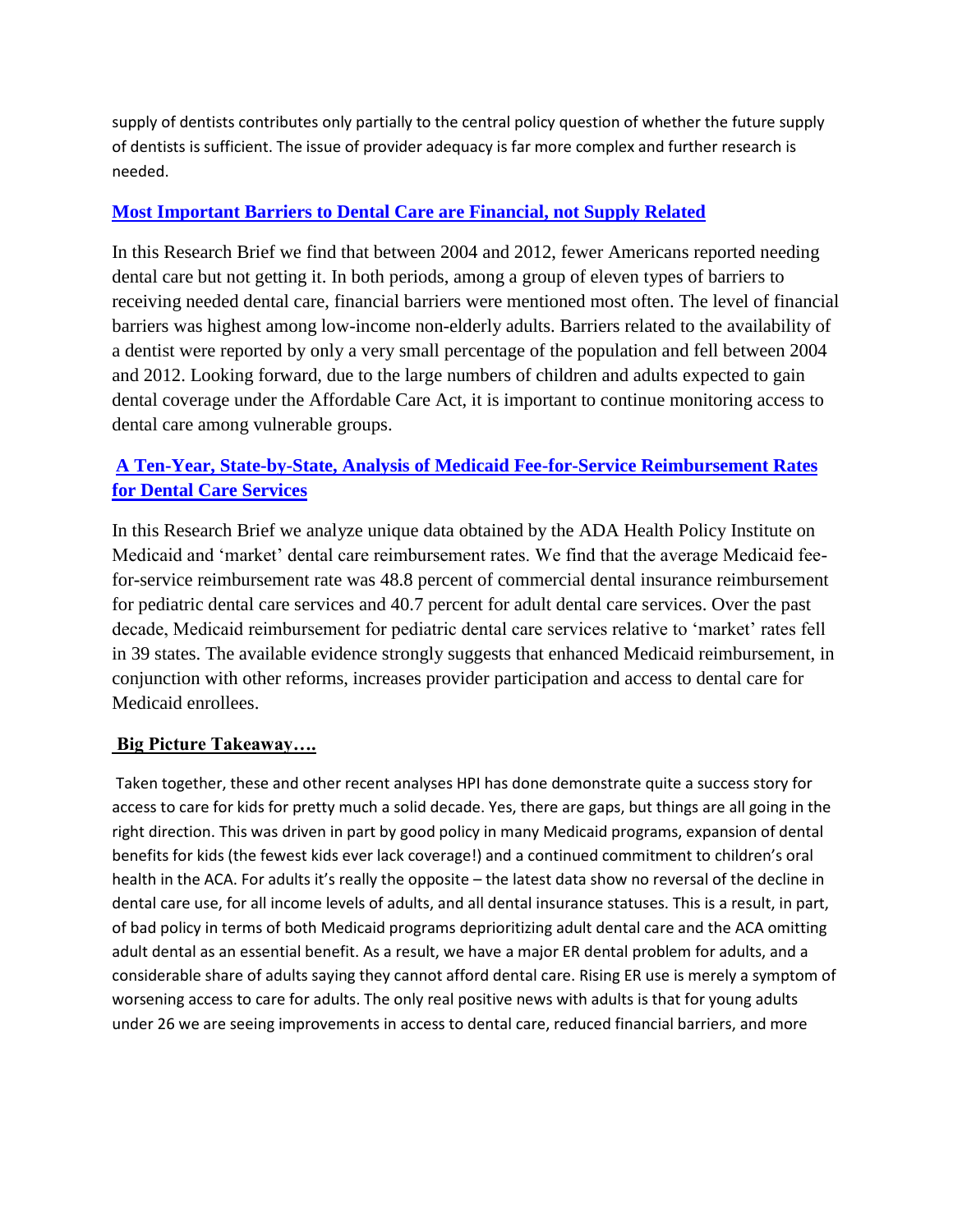supply of dentists contributes only partially to the central policy question of whether the future supply of dentists is sufficient. The issue of provider adequacy is far more complex and further research is needed.

### [Most Important Barriers to Dental Care are Financial, not Supply Related]

In this Research Brief we find that between 2004 and 2012, fewer Americans reported needing dental care but not getting it. In both periods, among a group of eleven types of barriers to receiving needed dental care, financial barriers were mentioned most often. The level of financial barriers was highest among low-income non-elderly adults. Barriers related to the availability of a dentist were reported by only a very small percentage of the population and fell between 2004 and 2012. Looking forward, due to the large numbers of children and adults expected to gain dental coverage under the Affordable Care Act, it is important to continue monitoring access to dental care among vulnerable groups.

### [A Ten-Year, State-by-State, Analysis of Medicaid Fee-for-Service Reimbursement Rates for Dental Care Services]

In this Research Brief we analyze unique data obtained by the ADA Health Policy Institute on Medicaid and 'market' dental care reimbursement rates. We find that the average Medicaid fee-for-service reimbursement rate was 48.8 percent of commercial dental insurance reimbursement for pediatric dental care services and 40.7 percent for adult dental care services. Over the past decade, Medicaid reimbursement for pediatric dental care services relative to 'market' rates fell in 39 states. The available evidence strongly suggests that enhanced Medicaid reimbursement, in conjunction with other reforms, increases provider participation and access to dental care for Medicaid enrollees.

### Big Picture Takeaway….

Taken together, these and other recent analyses HPI has done demonstrate quite a success story for access to care for kids for pretty much a solid decade. Yes, there are gaps, but things are all going in the right direction. This was driven in part by good policy in many Medicaid programs, expansion of dental benefits for kids (the fewest kids ever lack coverage!) and a continued commitment to children's oral health in the ACA. For adults it's really the opposite – the latest data show no reversal of the decline in dental care use, for all income levels of adults, and all dental insurance statuses. This is a result, in part, of bad policy in terms of both Medicaid programs deprioritizing adult dental care and the ACA omitting adult dental as an essential benefit. As a result, we have a major ER dental problem for adults, and a considerable share of adults saying they cannot afford dental care. Rising ER use is merely a symptom of worsening access to care for adults. The only real positive news with adults is that for young adults under 26 we are seeing improvements in access to dental care, reduced financial barriers, and more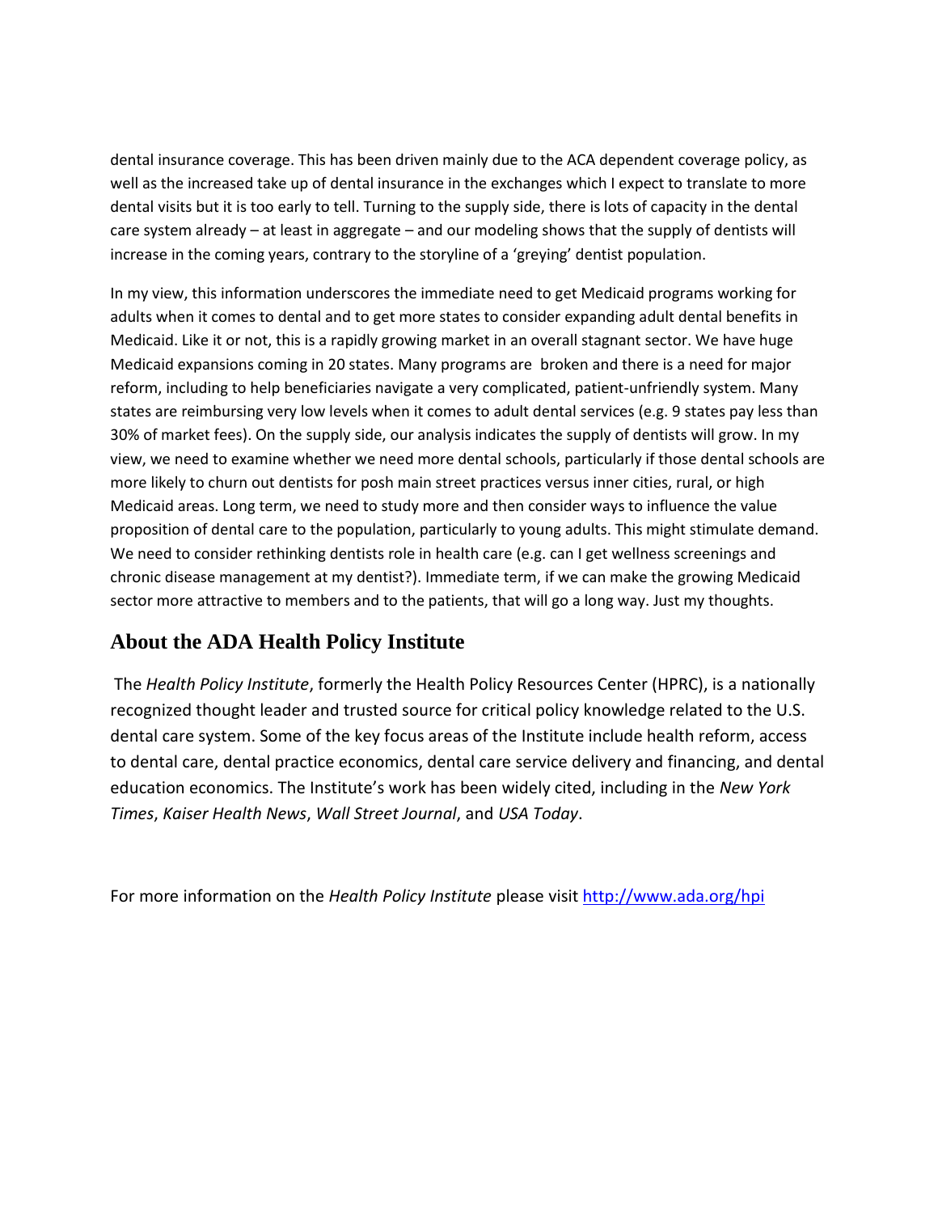dental insurance coverage. This has been driven mainly due to the ACA dependent coverage policy, as well as the increased take up of dental insurance in the exchanges which I expect to translate to more dental visits but it is too early to tell. Turning to the supply side, there is lots of capacity in the dental care system already – at least in aggregate – and our modeling shows that the supply of dentists will increase in the coming years, contrary to the storyline of a 'greying' dentist population.

In my view, this information underscores the immediate need to get Medicaid programs working for adults when it comes to dental and to get more states to consider expanding adult dental benefits in Medicaid. Like it or not, this is a rapidly growing market in an overall stagnant sector. We have huge Medicaid expansions coming in 20 states. Many programs are broken and there is a need for major reform, including to help beneficiaries navigate a very complicated, patient-unfriendly system. Many states are reimbursing very low levels when it comes to adult dental services (e.g. 9 states pay less than 30% of market fees). On the supply side, our analysis indicates the supply of dentists will grow. In my view, we need to examine whether we need more dental schools, particularly if those dental schools are more likely to churn out dentists for posh main street practices versus inner cities, rural, or high Medicaid areas. Long term, we need to study more and then consider ways to influence the value proposition of dental care to the population, particularly to young adults. This might stimulate demand. We need to consider rethinking dentists role in health care (e.g. can I get wellness screenings and chronic disease management at my dentist?). Immediate term, if we can make the growing Medicaid sector more attractive to members and to the patients, that will go a long way. Just my thoughts.

## About the ADA Health Policy Institute

The *Health Policy Institute*, formerly the Health Policy Resources Center (HPRC), is a nationally recognized thought leader and trusted source for critical policy knowledge related to the U.S. dental care system. Some of the key focus areas of the Institute include health reform, access to dental care, dental practice economics, dental care service delivery and financing, and dental education economics. The Institute's work has been widely cited, including in the *New York Times*, *Kaiser Health News*, *Wall Street Journal*, and *USA Today*.

For more information on the *Health Policy Institute* please visit [http://www.ada.org/hpi](http://www.ada.org/hpi)